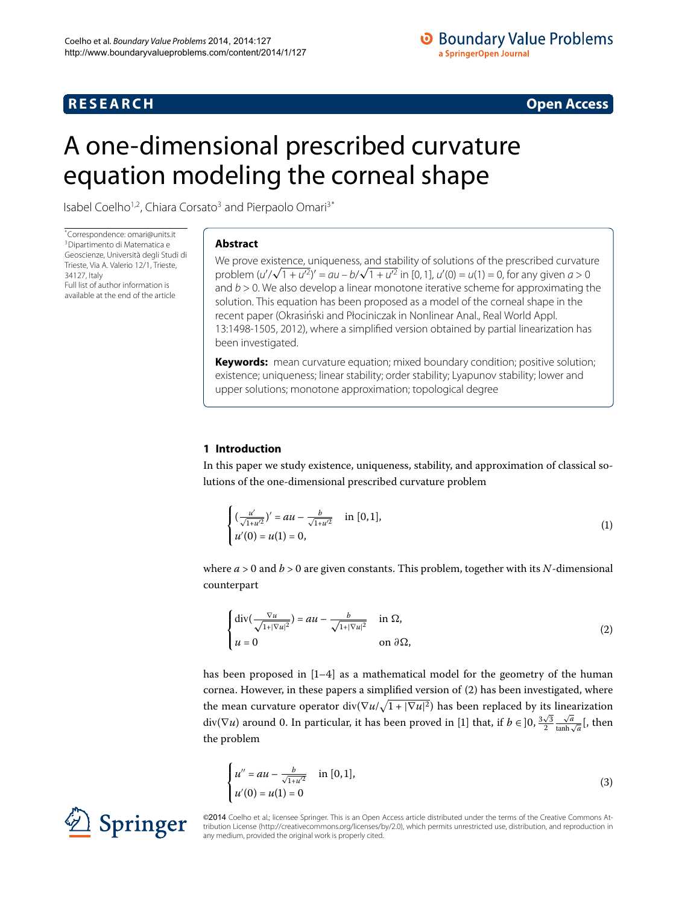**RESEARCH** **Open Access**

# A one-dimensional prescribed curvature equation modeling the corneal shape

Isabel Coelho[1,2], Chiara Corsato[3] and Pierpaolo Omari[3*]

*Correspondence: omari@units.it
[3]Dipartimento di Matematica e Geoscienze, Università degli Studi di Trieste, Via A. Valerio 12/1, Trieste, 34127, Italy
Full list of author information is available at the end of the article

## Abstract

We prove existence, uniqueness, and stability of solutions of the prescribed curvature problem $(u'/\sqrt{1+u'^2})' = au - b/\sqrt{1+u'^2}$ in $[0,1]$, $u'(0) = u(1) = 0$, for any given $a > 0$ and $b > 0$. We also develop a linear monotone iterative scheme for approximating the solution. This equation has been proposed as a model of the corneal shape in the recent paper (Okrasiński and Płociniczak in Nonlinear Anal., Real World Appl. 13:1498-1505, 2012), where a simplified version obtained by partial linearization has been investigated.

**Keywords:** mean curvature equation; mixed boundary condition; positive solution; existence; uniqueness; linear stability; order stability; Lyapunov stability; lower and upper solutions; monotone approximation; topological degree

## 1 Introduction

In this paper we study existence, uniqueness, stability, and approximation of classical solutions of the one-dimensional prescribed curvature problem

$$\begin{cases} \left(\frac{u'}{\sqrt{1+u'^2}}\right)' = au - \frac{b}{\sqrt{1+u'^2}} & \text{in } [0,1], \\ u'(0) = u(1) = 0, \end{cases} \tag{1}$$

where $a > 0$ and $b > 0$ are given constants. This problem, together with its $N$-dimensional counterpart

$$\begin{cases} \operatorname{div}\left(\frac{\nabla u}{\sqrt{1+|\nabla u|^2}}\right) = au - \frac{b}{\sqrt{1+|\nabla u|^2}} & \text{in } \Omega, \\ u = 0 & \text{on } \partial\Omega, \end{cases} \tag{2}$$

has been proposed in [1–4] as a mathematical model for the geometry of the human cornea. However, in these papers a simplified version of (2) has been investigated, where the mean curvature operator $\operatorname{div}(\nabla u/\sqrt{1+|\nabla u|^2})$ has been replaced by its linearization $\operatorname{div}(\nabla u)$ around 0. In particular, it has been proved in [1] that, if $b \in ]0, \frac{3\sqrt{3}}{2}\frac{\sqrt{a}}{\tanh\sqrt{a}}[$, then the problem

$$\begin{cases} u'' = au - \frac{b}{\sqrt{1+u'^2}} & \text{in } [0,1], \\ u'(0) = u(1) = 0 \end{cases} \tag{3}$$

©2014 Coelho et al.; licensee Springer. This is an Open Access article distributed under the terms of the Creative Commons Attribution License (http://creativecommons.org/licenses/by/2.0), which permits unrestricted use, distribution, and reproduction in any medium, provided the original work is properly cited.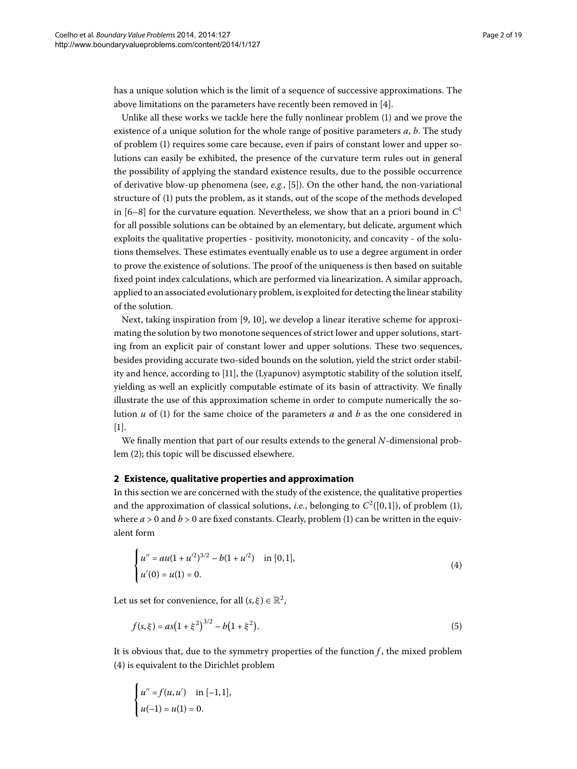has a unique solution which is the limit of a sequence of successive approximations. The above limitations on the parameters have recently been removed in [4].

Unlike all these works we tackle here the fully nonlinear problem (1) and we prove the existence of a unique solution for the whole range of positive parameters $a$, $b$. The study of problem (1) requires some care because, even if pairs of constant lower and upper solutions can easily be exhibited, the presence of the curvature term rules out in general the possibility of applying the standard existence results, due to the possible occurrence of derivative blow-up phenomena (see, *e.g.*, [5]). On the other hand, the non-variational structure of (1) puts the problem, as it stands, out of the scope of the methods developed in [6–8] for the curvature equation. Nevertheless, we show that an a priori bound in $C^1$ for all possible solutions can be obtained by an elementary, but delicate, argument which exploits the qualitative properties - positivity, monotonicity, and concavity - of the solutions themselves. These estimates eventually enable us to use a degree argument in order to prove the existence of solutions. The proof of the uniqueness is then based on suitable fixed point index calculations, which are performed via linearization. A similar approach, applied to an associated evolutionary problem, is exploited for detecting the linear stability of the solution.

Next, taking inspiration from [9, 10], we develop a linear iterative scheme for approximating the solution by two monotone sequences of strict lower and upper solutions, starting from an explicit pair of constant lower and upper solutions. These two sequences, besides providing accurate two-sided bounds on the solution, yield the strict order stability and hence, according to [11], the (Lyapunov) asymptotic stability of the solution itself, yielding as well an explicitly computable estimate of its basin of attractivity. We finally illustrate the use of this approximation scheme in order to compute numerically the solution $u$ of (1) for the same choice of the parameters $a$ and $b$ as the one considered in [1].

We finally mention that part of our results extends to the general $N$-dimensional problem (2); this topic will be discussed elsewhere.

## 2 Existence, qualitative properties and approximation

In this section we are concerned with the study of the existence, the qualitative properties and the approximation of classical solutions, *i.e.*, belonging to $C^2([0,1])$, of problem (1), where $a > 0$ and $b > 0$ are fixed constants. Clearly, problem (1) can be written in the equivalent form

$$\begin{cases} u'' = au(1+u'^2)^{3/2} - b(1+u'^2) & \text{in } [0,1], \\ u'(0) = u(1) = 0. \end{cases} \tag{4}$$

Let us set for convenience, for all $(s,\xi) \in \mathbb{R}^2$,

$$f(s,\xi) = as\left(1+\xi^2\right)^{3/2} - b\left(1+\xi^2\right). \tag{5}$$

It is obvious that, due to the symmetry properties of the function $f$, the mixed problem (4) is equivalent to the Dirichlet problem

$$\begin{cases} u'' = f(u,u') & \text{in } [-1,1], \\ u(-1) = u(1) = 0. \end{cases}$$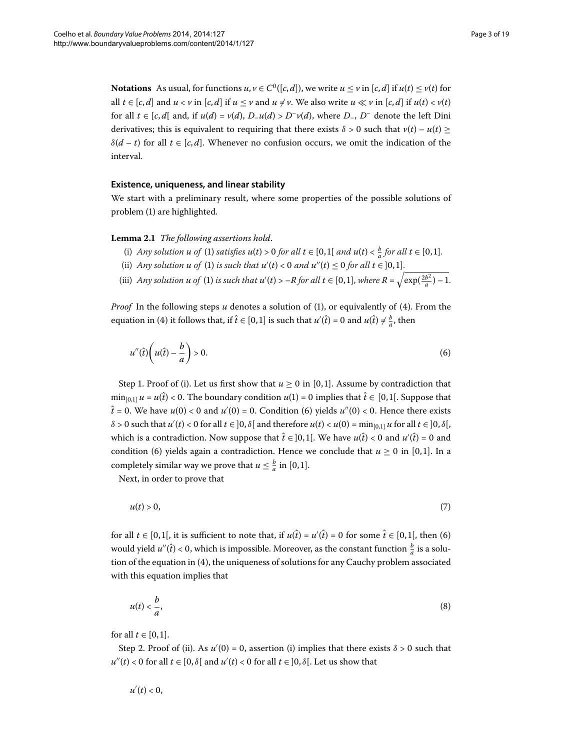**Notations** As usual, for functions $u, v \in C^0([c,d])$, we write $u \leq v$ in $[c,d]$ if $u(t) \leq v(t)$ for all $t \in [c,d]$ and $u < v$ in $[c,d]$ if $u \leq v$ and $u \neq v$. We also write $u \ll v$ in $[c,d]$ if $u(t) < v(t)$ for all $t \in [c,d[$ and, if $u(d) = v(d)$, $D_{-}u(d) > D^{-}v(d)$, where $D_{-}$, $D^{-}$ denote the left Dini derivatives; this is equivalent to requiring that there exists $\delta > 0$ such that $v(t) - u(t) \geq \delta(d-t)$ for all $t \in [c,d]$. Whenever no confusion occurs, we omit the indication of the interval.

## Existence, uniqueness, and linear stability

We start with a preliminary result, where some properties of the possible solutions of problem (1) are highlighted.

**Lemma 2.1** *The following assertions hold.*

- (i) *Any solution $u$ of* (1) *satisfies $u(t) > 0$ for all $t \in [0,1[$ and $u(t) < \frac{b}{a}$ for all $t \in [0,1]$.*
- (ii) *Any solution $u$ of* (1) *is such that $u'(t) < 0$ and $u''(t) \leq 0$ for all $t \in ]0,1]$.*
- (iii) *Any solution $u$ of* (1) *is such that $u'(t) > -R$ for all $t \in [0,1]$, where $R = \sqrt{\exp(\frac{2b^2}{a}) - 1}$.*

*Proof* In the following steps $u$ denotes a solution of (1), or equivalently of (4). From the equation in (4) it follows that, if $\hat{t} \in [0,1]$ is such that $u'(\hat{t}) = 0$ and $u(\hat{t}) \neq \frac{b}{a}$, then

$$u''(\hat{t})\left(u(\hat{t}) - \frac{b}{a}\right) > 0. \tag{6}$$

Step 1. Proof of (i). Let us first show that $u \geq 0$ in $[0,1]$. Assume by contradiction that $\min_{[0,1]} u = u(\hat{t}) < 0$. The boundary condition $u(1) = 0$ implies that $\hat{t} \in [0,1[$. Suppose that $\hat{t} = 0$. We have $u(0) < 0$ and $u'(0) = 0$. Condition (6) yields $u''(0) < 0$. Hence there exists $\delta > 0$ such that $u'(t) < 0$ for all $t \in ]0,\delta[$ and therefore $u(t) < u(0) = \min_{[0,1]} u$ for all $t \in ]0,\delta[$, which is a contradiction. Now suppose that $\hat{t} \in ]0,1[$. We have $u(\hat{t}) < 0$ and $u'(\hat{t}) = 0$ and condition (6) yields again a contradiction. Hence we conclude that $u \geq 0$ in $[0,1]$. In a completely similar way we prove that $u \leq \frac{b}{a}$ in $[0,1]$.

Next, in order to prove that

$$u(t) > 0, \tag{7}$$

for all $t \in [0,1[$, it is sufficient to note that, if $u(\hat{t}) = u'(\hat{t}) = 0$ for some $\hat{t} \in [0,1[$, then (6) would yield $u''(\hat{t}) < 0$, which is impossible. Moreover, as the constant function $\frac{b}{a}$ is a solution of the equation in (4), the uniqueness of solutions for any Cauchy problem associated with this equation implies that

$$u(t) < \frac{b}{a}, \tag{8}$$

for all $t \in [0,1]$.

Step 2. Proof of (ii). As $u'(0) = 0$, assertion (i) implies that there exists $\delta > 0$ such that $u''(t) < 0$ for all $t \in [0,\delta[$ and $u'(t) < 0$ for all $t \in ]0,\delta[$. Let us show that

$$u'(t) < 0,$$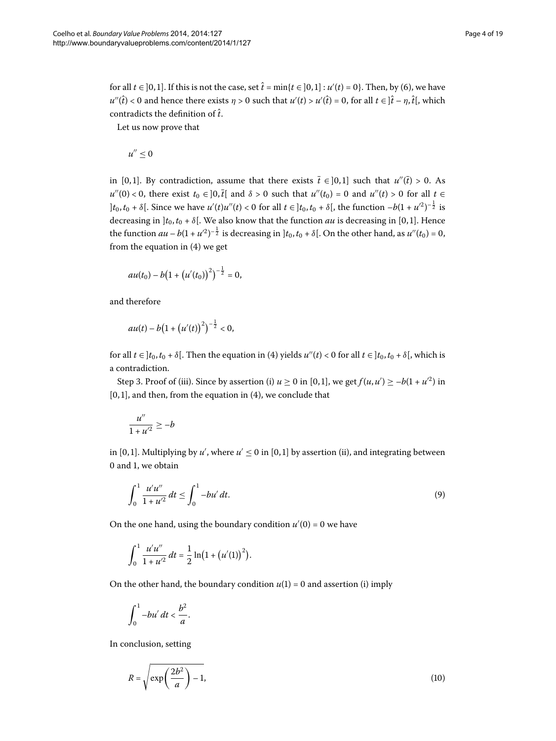for all $t \in ]0,1]$. If this is not the case, set $\hat{t} = \min\{t \in ]0,1] : u'(t) = 0\}$. Then, by (6), we have $u''(\hat{t}) < 0$ and hence there exists $\eta > 0$ such that $u'(t) > u'(\hat{t}) = 0$, for all $t \in ]\hat{t} - \eta, \hat{t}[$, which contradicts the definition of $\hat{t}$.

Let us now prove that

$$u'' \leq 0$$

in $[0,1]$. By contradiction, assume that there exists $\bar{t} \in ]0,1]$ such that $u''(\bar{t}) > 0$. As $u''(0) < 0$, there exist $t_0 \in ]0, \bar{t}[$ and $\delta > 0$ such that $u''(t_0) = 0$ and $u''(t) > 0$ for all $t \in ]t_0, t_0 + \delta[$. Since we have $u'(t)u''(t) < 0$ for all $t \in ]t_0, t_0 + \delta[$, the function $-b(1 + u'^2)^{-\frac{1}{2}}$ is decreasing in $]t_0, t_0 + \delta[$. We also know that the function $au$ is decreasing in $[0,1]$. Hence the function $au - b(1 + u'^2)^{-\frac{1}{2}}$ is decreasing in $]t_0, t_0 + \delta[$. On the other hand, as $u''(t_0) = 0$, from the equation in (4) we get

$$au(t_0) - b\bigl(1 + \bigl(u'(t_0)\bigr)^2\bigr)^{-\frac{1}{2}} = 0,$$

and therefore

$$au(t) - b\bigl(1 + \bigl(u'(t)\bigr)^2\bigr)^{-\frac{1}{2}} < 0,$$

for all $t \in ]t_0, t_0 + \delta[$. Then the equation in (4) yields $u''(t) < 0$ for all $t \in ]t_0, t_0 + \delta[$, which is a contradiction.

Step 3. Proof of (iii). Since by assertion (i) $u \geq 0$ in $[0,1]$, we get $f(u, u') \geq -b(1 + u'^2)$ in $[0,1]$, and then, from the equation in (4), we conclude that

$$\frac{u''}{1 + u'^2} \geq -b$$

in $[0,1]$. Multiplying by $u'$, where $u' \leq 0$ in $[0,1]$ by assertion (ii), and integrating between 0 and 1, we obtain

$$\int_0^1 \frac{u'u''}{1 + u'^2}\, dt \leq \int_0^1 -bu'\, dt. \tag{9}$$

On the one hand, using the boundary condition $u'(0) = 0$ we have

$$\int_0^1 \frac{u'u''}{1 + u'^2}\, dt = \frac{1}{2}\ln\bigl(1 + \bigl(u'(1)\bigr)^2\bigr).$$

On the other hand, the boundary condition $u(1) = 0$ and assertion (i) imply

$$\int_0^1 -bu'\, dt < \frac{b^2}{a}.$$

In conclusion, setting

$$R = \sqrt{\exp\left(\frac{2b^2}{a}\right) - 1}, \tag{10}$$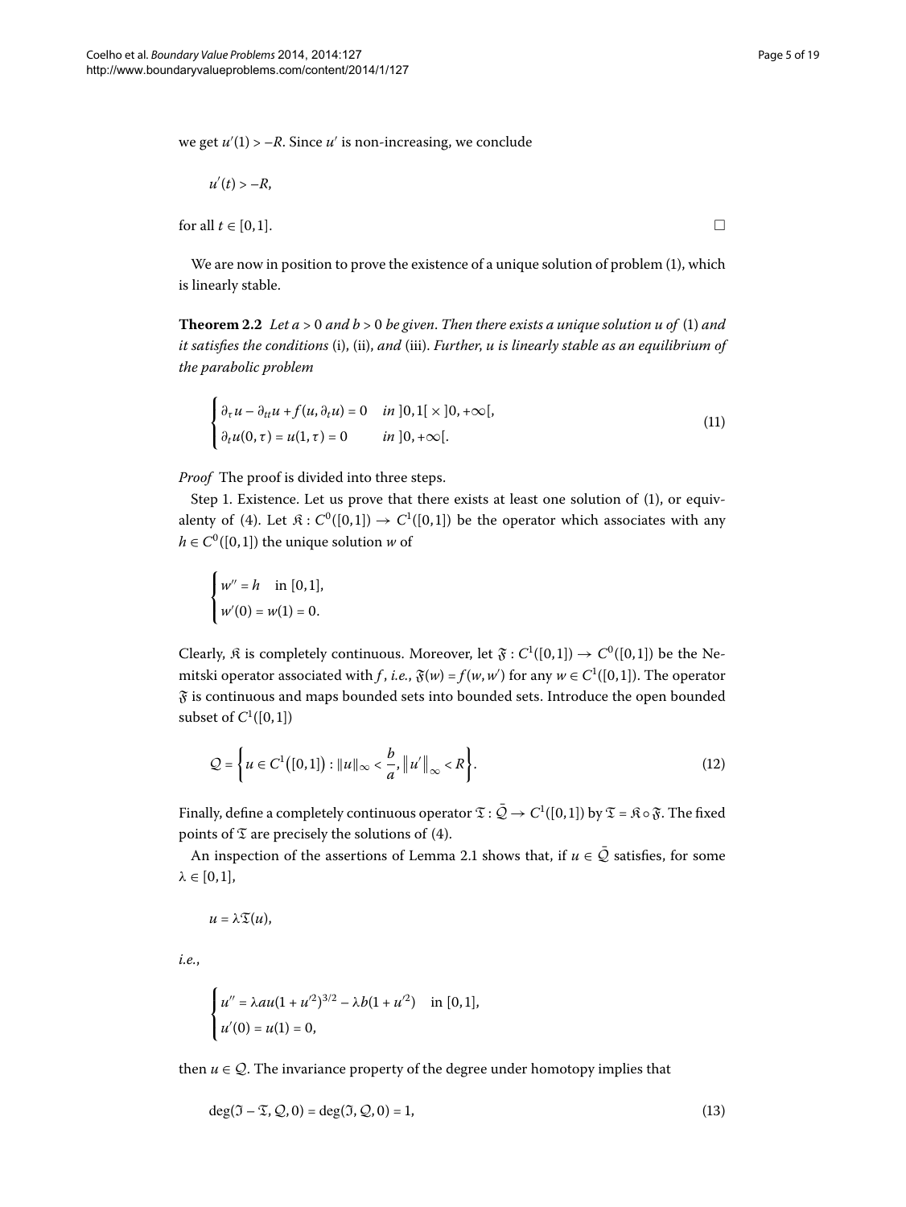we get $u'(1) > -R$. Since $u'$ is non-increasing, we conclude

$$u'(t) > -R,$$

for all $t \in [0,1]$. □

We are now in position to prove the existence of a unique solution of problem (1), which is linearly stable.

**Theorem 2.2** *Let $a > 0$ and $b > 0$ be given. Then there exists a unique solution $u$ of* (1) *and it satisfies the conditions* (i), (ii), *and* (iii). *Further, $u$ is linearly stable as an equilibrium of the parabolic problem*

$$\begin{cases} \partial_\tau u - \partial_{tt} u + f(u, \partial_t u) = 0 & in\ ]0,1[\times]0,+\infty[, \\ \partial_t u(0,\tau) = u(1,\tau) = 0 & in\ ]0,+\infty[. \end{cases} \tag{11}$$

*Proof* The proof is divided into three steps.

Step 1. Existence. Let us prove that there exists at least one solution of (1), or equivalenty of (4). Let $\mathfrak{K} : C^0([0,1]) \to C^1([0,1])$ be the operator which associates with any $h \in C^0([0,1])$ the unique solution $w$ of

$$\begin{cases} w'' = h & \text{in } [0,1], \\ w'(0) = w(1) = 0. \end{cases}$$

Clearly, $\mathfrak{K}$ is completely continuous. Moreover, let $\mathfrak{F} : C^1([0,1]) \to C^0([0,1])$ be the Nemitski operator associated with $f$, *i.e.*, $\mathfrak{F}(w) = f(w, w')$ for any $w \in C^1([0,1])$. The operator $\mathfrak{F}$ is continuous and maps bounded sets into bounded sets. Introduce the open bounded subset of $C^1([0,1])$

$$\mathcal{Q} = \left\{ u \in C^1([0,1]) : \|u\|_\infty < \frac{b}{a}, \|u'\|_\infty < R \right\}. \tag{12}$$

Finally, define a completely continuous operator $\mathfrak{T} : \bar{\mathcal{Q}} \to C^1([0,1])$ by $\mathfrak{T} = \mathfrak{K} \circ \mathfrak{F}$. The fixed points of $\mathfrak{T}$ are precisely the solutions of (4).

An inspection of the assertions of Lemma 2.1 shows that, if $u \in \bar{\mathcal{Q}}$ satisfies, for some $\lambda \in [0,1]$,

$$u = \lambda \mathfrak{T}(u),$$

*i.e.*,

$$\begin{cases} u'' = \lambda a u (1 + u'^2)^{3/2} - \lambda b (1 + u'^2) & \text{in } [0,1], \\ u'(0) = u(1) = 0, \end{cases}$$

then $u \in \mathcal{Q}$. The invariance property of the degree under homotopy implies that

$$\deg(\mathfrak{I} - \mathfrak{T}, \mathcal{Q}, 0) = \deg(\mathfrak{I}, \mathcal{Q}, 0) = 1, \tag{13}$$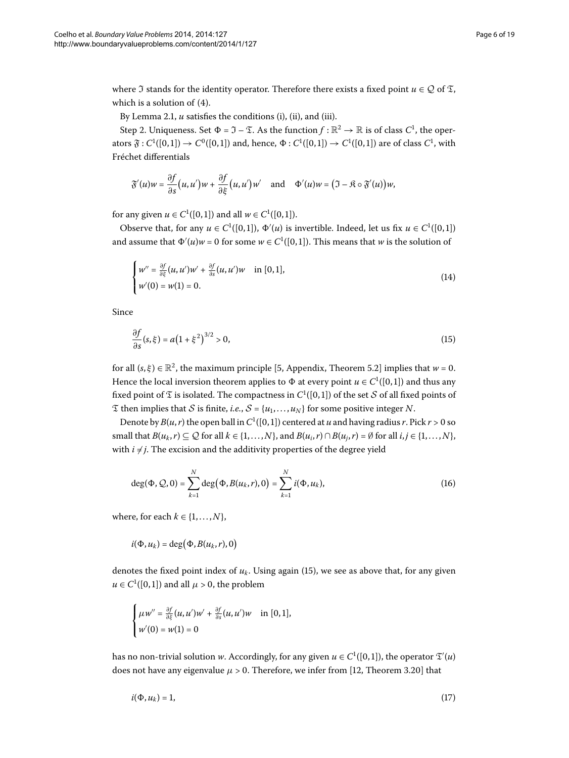where $\mathfrak{I}$ stands for the identity operator. Therefore there exists a fixed point $u \in \mathcal{Q}$ of $\mathfrak{T}$, which is a solution of (4).

By Lemma 2.1, $u$ satisfies the conditions (i), (ii), and (iii).

Step 2. Uniqueness. Set $\Phi = \mathfrak{I} - \mathfrak{T}$. As the function $f : \mathbb{R}^2 \to \mathbb{R}$ is of class $C^1$, the operators $\mathfrak{F} : C^1([0,1]) \to C^0([0,1])$ and, hence, $\Phi : C^1([0,1]) \to C^1([0,1])$ are of class $C^1$, with Fréchet differentials

$$\mathfrak{F}'(u)w = \frac{\partial f}{\partial s}(u, u')w + \frac{\partial f}{\partial \xi}(u, u')w' \quad \text{and} \quad \Phi'(u)w = \left(\mathfrak{I} - \mathfrak{K} \circ \mathfrak{F}'(u)\right)w,$$

for any given $u \in C^1([0,1])$ and all $w \in C^1([0,1])$.

Observe that, for any $u \in C^1([0,1])$, $\Phi'(u)$ is invertible. Indeed, let us fix $u \in C^1([0,1])$ and assume that $\Phi'(u)w = 0$ for some $w \in C^1([0,1])$. This means that $w$ is the solution of

$$\begin{cases} w'' = \frac{\partial f}{\partial \xi}(u, u')w' + \frac{\partial f}{\partial s}(u, u')w & \text{in } [0,1], \\ w'(0) = w(1) = 0. \end{cases} \tag{14}$$

Since

$$\frac{\partial f}{\partial s}(s, \xi) = a\left(1 + \xi^2\right)^{3/2} > 0, \tag{15}$$

for all $(s, \xi) \in \mathbb{R}^2$, the maximum principle [5, Appendix, Theorem 5.2] implies that $w = 0$. Hence the local inversion theorem applies to $\Phi$ at every point $u \in C^1([0,1])$ and thus any fixed point of $\mathfrak{T}$ is isolated. The compactness in $C^1([0,1])$ of the set $\mathcal{S}$ of all fixed points of $\mathfrak{T}$ then implies that $\mathcal{S}$ is finite, *i.e.*, $\mathcal{S} = \{u_1, \dots, u_N\}$ for some positive integer $N$.

Denote by $B(u, r)$ the open ball in $C^1([0,1])$ centered at $u$ and having radius $r$. Pick $r > 0$ so small that $B(u_k, r) \subseteq \mathcal{Q}$ for all $k \in \{1, \dots, N\}$, and $B(u_i, r) \cap B(u_j, r) = \emptyset$ for all $i, j \in \{1, \dots, N\}$, with $i \neq j$. The excision and the additivity properties of the degree yield

$$\deg(\Phi, \mathcal{Q}, 0) = \sum_{k=1}^{N} \deg\left(\Phi, B(u_k, r), 0\right) = \sum_{k=1}^{N} i(\Phi, u_k), \tag{16}$$

where, for each $k \in \{1, \dots, N\}$,

$$i(\Phi, u_k) = \deg\left(\Phi, B(u_k, r), 0\right)$$

denotes the fixed point index of $u_k$. Using again (15), we see as above that, for any given $u \in C^1([0,1])$ and all $\mu > 0$, the problem

$$\begin{cases} \mu w'' = \frac{\partial f}{\partial \xi}(u, u')w' + \frac{\partial f}{\partial s}(u, u')w & \text{in } [0,1], \\ w'(0) = w(1) = 0 \end{cases}$$

has no non-trivial solution $w$. Accordingly, for any given $u \in C^1([0,1])$, the operator $\mathfrak{T}'(u)$ does not have any eigenvalue $\mu > 0$. Therefore, we infer from [12, Theorem 3.20] that

$$i(\Phi, u_k) = 1, \tag{17}$$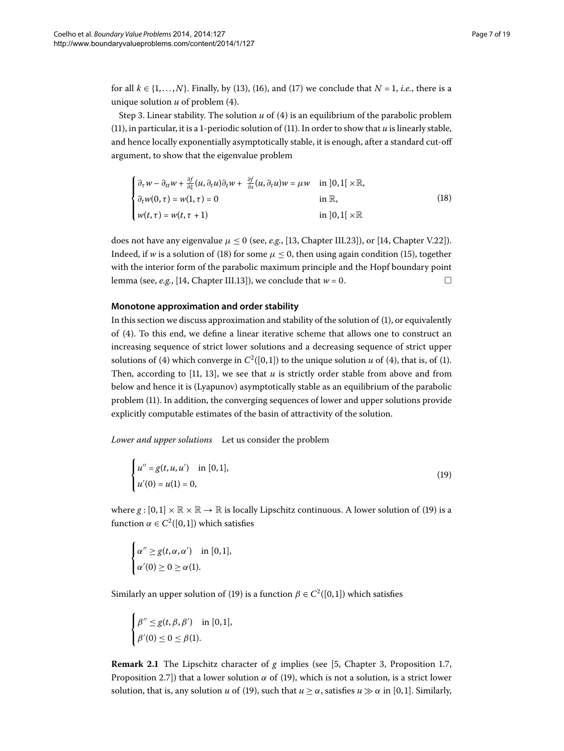for all $k \in \{1, \ldots, N\}$. Finally, by (13), (16), and (17) we conclude that $N = 1$, *i.e.*, there is a unique solution $u$ of problem (4).

Step 3. Linear stability. The solution $u$ of (4) is an equilibrium of the parabolic problem (11), in particular, it is a 1-periodic solution of (11). In order to show that $u$ is linearly stable, and hence locally exponentially asymptotically stable, it is enough, after a standard cut-off argument, to show that the eigenvalue problem

$$
\begin{cases}
\partial_\tau w - \partial_{tt} w + \frac{\partial f}{\partial \xi}(u, \partial_t u)\partial_t w + \frac{\partial f}{\partial s}(u, \partial_t u) w = \mu w & \text{in } ]0,1[ \times \mathbb{R}, \\
\partial_t w(0,\tau) = w(1,\tau) = 0 & \text{in } \mathbb{R}, \\
w(t,\tau) = w(t, \tau + 1) & \text{in } ]0,1[ \times \mathbb{R}
\end{cases}
\tag{18}
$$

does not have any eigenvalue $\mu \le 0$ (see, *e.g.*, [13, Chapter III.23]), or [14, Chapter V.22]). Indeed, if $w$ is a solution of (18) for some $\mu \le 0$, then using again condition (15), together with the interior form of the parabolic maximum principle and the Hopf boundary point lemma (see, *e.g.*, [14, Chapter III.13]), we conclude that $w = 0$. □

## Monotone approximation and order stability

In this section we discuss approximation and stability of the solution of (1), or equivalently of (4). To this end, we define a linear iterative scheme that allows one to construct an increasing sequence of strict lower solutions and a decreasing sequence of strict upper solutions of (4) which converge in $C^2([0,1])$ to the unique solution $u$ of (4), that is, of (1). Then, according to [11, 13], we see that $u$ is strictly order stable from above and from below and hence it is (Lyapunov) asymptotically stable as an equilibrium of the parabolic problem (11). In addition, the converging sequences of lower and upper solutions provide explicitly computable estimates of the basin of attractivity of the solution.

*Lower and upper solutions* Let us consider the problem

$$
\begin{cases}
u'' = g(t, u, u') & \text{in } [0,1], \\
u'(0) = u(1) = 0,
\end{cases}
\tag{19}
$$

where $g : [0,1] \times \mathbb{R} \times \mathbb{R} \to \mathbb{R}$ is locally Lipschitz continuous. A lower solution of (19) is a function $\alpha \in C^2([0,1])$ which satisfies

$$
\begin{cases}
\alpha'' \ge g(t, \alpha, \alpha') & \text{in } [0,1], \\
\alpha'(0) \ge 0 \ge \alpha(1).
\end{cases}
$$

Similarly an upper solution of (19) is a function $\beta \in C^2([0,1])$ which satisfies

$$
\begin{cases}
\beta'' \le g(t, \beta, \beta') & \text{in } [0,1], \\
\beta'(0) \le 0 \le \beta(1).
\end{cases}
$$

**Remark 2.1** The Lipschitz character of $g$ implies (see [5, Chapter 3, Proposition 1.7, Proposition 2.7]) that a lower solution $\alpha$ of (19), which is not a solution, is a strict lower solution, that is, any solution $u$ of (19), such that $u \ge \alpha$, satisfies $u \gg \alpha$ in $[0,1]$. Similarly,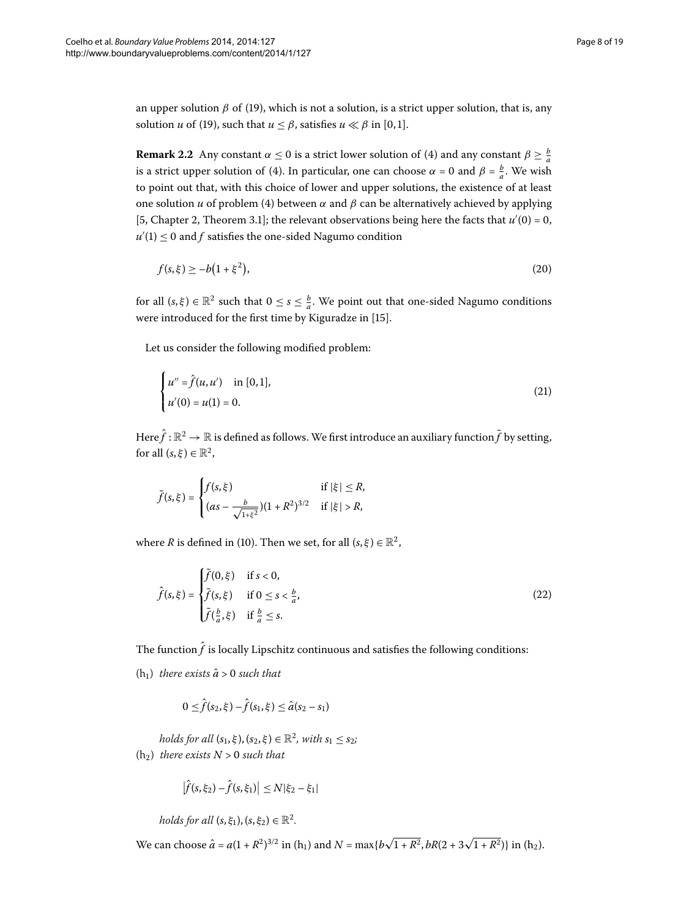an upper solution $\beta$ of (19), which is not a solution, is a strict upper solution, that is, any solution $u$ of (19), such that $u \leq \beta$, satisfies $u \ll \beta$ in $[0,1]$.

**Remark 2.2** Any constant $\alpha \leq 0$ is a strict lower solution of (4) and any constant $\beta \geq \frac{b}{a}$ is a strict upper solution of (4). In particular, one can choose $\alpha = 0$ and $\beta = \frac{b}{a}$. We wish to point out that, with this choice of lower and upper solutions, the existence of at least one solution $u$ of problem (4) between $\alpha$ and $\beta$ can be alternatively achieved by applying [5, Chapter 2, Theorem 3.1]; the relevant observations being here the facts that $u'(0) = 0$, $u'(1) \leq 0$ and $f$ satisfies the one-sided Nagumo condition

$$f(s,\xi) \geq -b\bigl(1+\xi^2\bigr), \tag{20}$$

for all $(s,\xi) \in \mathbb{R}^2$ such that $0 \leq s \leq \frac{b}{a}$. We point out that one-sided Nagumo conditions were introduced for the first time by Kiguradze in [15].

Let us consider the following modified problem:

$$\begin{cases} u'' = \hat{f}(u,u') & \text{in } [0,1], \\ u'(0) = u(1) = 0. \end{cases} \tag{21}$$

Here $\hat{f} : \mathbb{R}^2 \to \mathbb{R}$ is defined as follows. We first introduce an auxiliary function $\tilde{f}$ by setting, for all $(s,\xi) \in \mathbb{R}^2$,

$$\tilde{f}(s,\xi) = \begin{cases} f(s,\xi) & \text{if } |\xi| \leq R, \\ (as - \frac{b}{\sqrt{1+\xi^2}})(1+R^2)^{3/2} & \text{if } |\xi| > R, \end{cases}$$

where $R$ is defined in (10). Then we set, for all $(s,\xi) \in \mathbb{R}^2$,

$$\hat{f}(s,\xi) = \begin{cases} \tilde{f}(0,\xi) & \text{if } s < 0, \\ \tilde{f}(s,\xi) & \text{if } 0 \leq s < \frac{b}{a}, \\ \tilde{f}(\frac{b}{a},\xi) & \text{if } \frac{b}{a} \leq s. \end{cases} \tag{22}$$

The function $\hat{f}$ is locally Lipschitz continuous and satisfies the following conditions:

($h_1$) *there exists* $\hat{a} > 0$ *such that*

$$0 \leq \hat{f}(s_2,\xi) - \hat{f}(s_1,\xi) \leq \hat{a}(s_2 - s_1)$$

*holds for all* $(s_1,\xi), (s_2,\xi) \in \mathbb{R}^2$, *with* $s_1 \leq s_2$;

($h_2$) *there exists* $N > 0$ *such that*

$$\bigl|\hat{f}(s,\xi_2) - \hat{f}(s,\xi_1)\bigr| \leq N|\xi_2 - \xi_1|$$

*holds for all* $(s,\xi_1), (s,\xi_2) \in \mathbb{R}^2$.

We can choose $\hat{a} = a(1+R^2)^{3/2}$ in ($h_1$) and $N = \max\{b\sqrt{1+R^2}, bR(2+3\sqrt{1+R^2})\}$ in ($h_2$).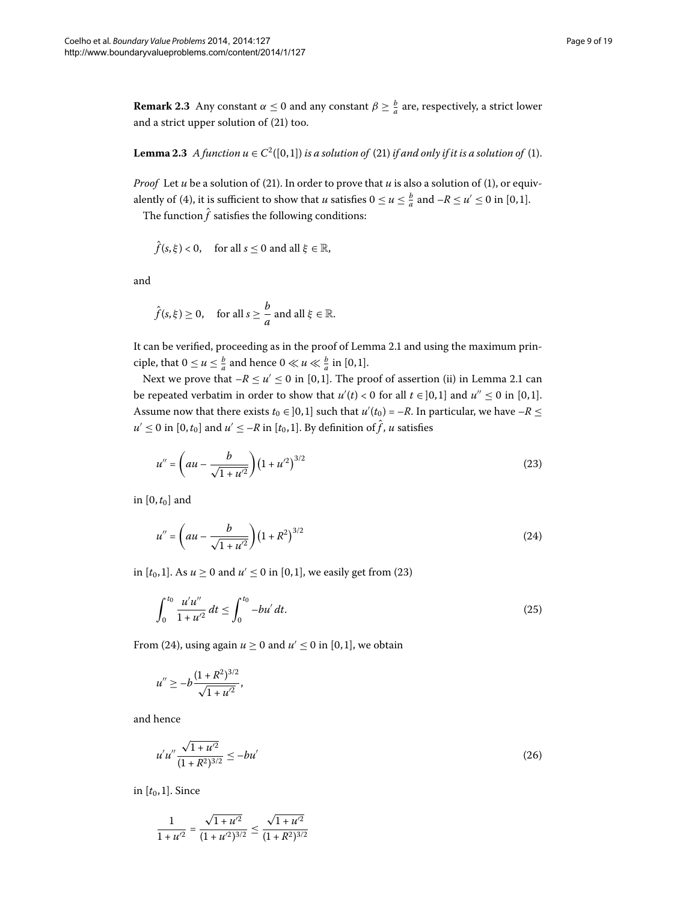**Remark 2.3** Any constant $\alpha \leq 0$ and any constant $\beta \geq \frac{b}{a}$ are, respectively, a strict lower and a strict upper solution of (21) too.

**Lemma 2.3** *A function $u \in C^2([0,1])$ is a solution of* (21) *if and only if it is a solution of* (1).

*Proof* Let $u$ be a solution of (21). In order to prove that $u$ is also a solution of (1), or equivalently of (4), it is sufficient to show that $u$ satisfies $0 \leq u \leq \frac{b}{a}$ and $-R \leq u' \leq 0$ in $[0,1]$.

The function $\hat{f}$ satisfies the following conditions:

$$\hat{f}(s,\xi) < 0, \quad \text{for all } s \leq 0 \text{ and all } \xi \in \mathbb{R},$$

and

$$\hat{f}(s,\xi) \geq 0, \quad \text{for all } s \geq \frac{b}{a} \text{ and all } \xi \in \mathbb{R}.$$

It can be verified, proceeding as in the proof of Lemma 2.1 and using the maximum principle, that $0 \leq u \leq \frac{b}{a}$ and hence $0 \ll u \ll \frac{b}{a}$ in $[0,1]$.

Next we prove that $-R \leq u' \leq 0$ in $[0,1]$. The proof of assertion (ii) in Lemma 2.1 can be repeated verbatim in order to show that $u'(t) < 0$ for all $t \in ]0,1]$ and $u'' \leq 0$ in $[0,1]$. Assume now that there exists $t_0 \in ]0,1]$ such that $u'(t_0) = -R$. In particular, we have $-R \leq u' \leq 0$ in $[0,t_0]$ and $u' \leq -R$ in $[t_0,1]$. By definition of $\hat{f}$, $u$ satisfies

$$u'' = \left(au - \frac{b}{\sqrt{1+u'^2}}\right)\left(1+u'^2\right)^{3/2} \tag{23}$$

in $[0,t_0]$ and

$$u'' = \left(au - \frac{b}{\sqrt{1+u'^2}}\right)\left(1+R^2\right)^{3/2} \tag{24}$$

in $[t_0,1]$. As $u \geq 0$ and $u' \leq 0$ in $[0,1]$, we easily get from (23)

$$\int_0^{t_0} \frac{u'u''}{1+u'^2}\,dt \leq \int_0^{t_0} -bu'\,dt. \tag{25}$$

From (24), using again $u \geq 0$ and $u' \leq 0$ in $[0,1]$, we obtain

$$u'' \geq -b\frac{(1+R^2)^{3/2}}{\sqrt{1+u'^2}},$$

and hence

$$u'u''\frac{\sqrt{1+u'^2}}{(1+R^2)^{3/2}} \leq -bu' \tag{26}$$

in $[t_0,1]$. Since

$$\frac{1}{1+u'^2} = \frac{\sqrt{1+u'^2}}{(1+u'^2)^{3/2}} \leq \frac{\sqrt{1+u'^2}}{(1+R^2)^{3/2}}$$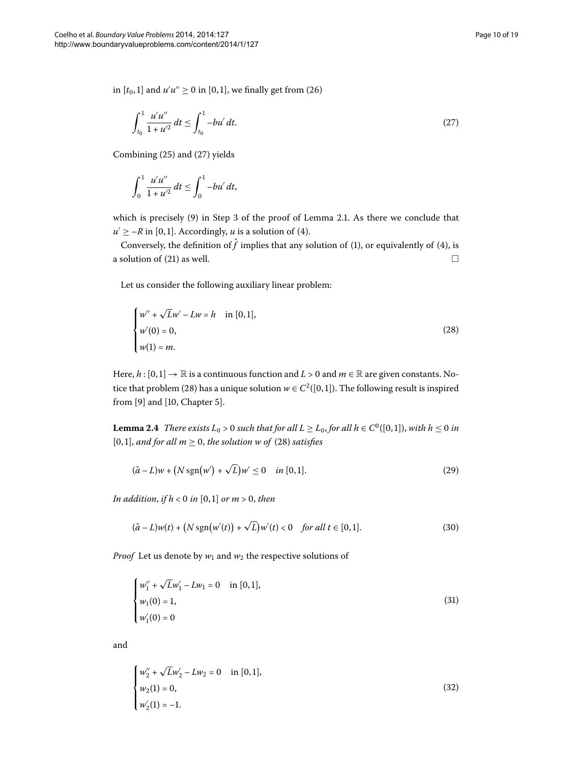in $[t_0, 1]$ and $u'u'' \geq 0$ in $[0, 1]$, we finally get from (26)

$$\int_{t_0}^{1} \frac{u'u''}{1 + u'^2} \, dt \leq \int_{t_0}^{1} -bu' \, dt. \tag{27}$$

Combining (25) and (27) yields

$$\int_{0}^{1} \frac{u'u''}{1 + u'^2} \, dt \leq \int_{0}^{1} -bu' \, dt,$$

which is precisely (9) in Step 3 of the proof of Lemma 2.1. As there we conclude that $u' \geq -R$ in $[0, 1]$. Accordingly, $u$ is a solution of (4).

Conversely, the definition of $\hat{f}$ implies that any solution of (1), or equivalently of (4), is a solution of (21) as well. □

Let us consider the following auxiliary linear problem:

$$\begin{cases} w'' + \sqrt{L}w' - Lw = h & \text{in } [0, 1], \\ w'(0) = 0, \\ w(1) = m. \end{cases} \tag{28}$$

Here, $h : [0, 1] \to \mathbb{R}$ is a continuous function and $L > 0$ and $m \in \mathbb{R}$ are given constants. Notice that problem (28) has a unique solution $w \in C^2([0, 1])$. The following result is inspired from [9] and [10, Chapter 5].

**Lemma 2.4** *There exists $L_0 > 0$ such that for all $L \geq L_0$, for all $h \in C^0([0, 1])$, with $h \leq 0$ in $[0, 1]$, and for all $m \geq 0$, the solution $w$ of* (28) *satisfies*

$$(\hat{a} - L)w + \left(N \operatorname{sgn}(w') + \sqrt{L}\right)w' \leq 0 \quad \text{in } [0, 1]. \tag{29}$$

*In addition, if $h < 0$ in $[0, 1]$ or $m > 0$, then*

$$(\hat{a} - L)w(t) + \left(N \operatorname{sgn}(w'(t)) + \sqrt{L}\right)w'(t) < 0 \quad \text{for all } t \in [0, 1]. \tag{30}$$

*Proof* Let us denote by $w_1$ and $w_2$ the respective solutions of

$$\begin{cases} w_1'' + \sqrt{L}w_1' - Lw_1 = 0 & \text{in } [0, 1], \\ w_1(0) = 1, \\ w_1'(0) = 0 \end{cases} \tag{31}$$

and

$$\begin{cases} w_2'' + \sqrt{L}w_2' - Lw_2 = 0 & \text{in } [0, 1], \\ w_2(1) = 0, \\ w_2'(1) = -1. \end{cases} \tag{32}$$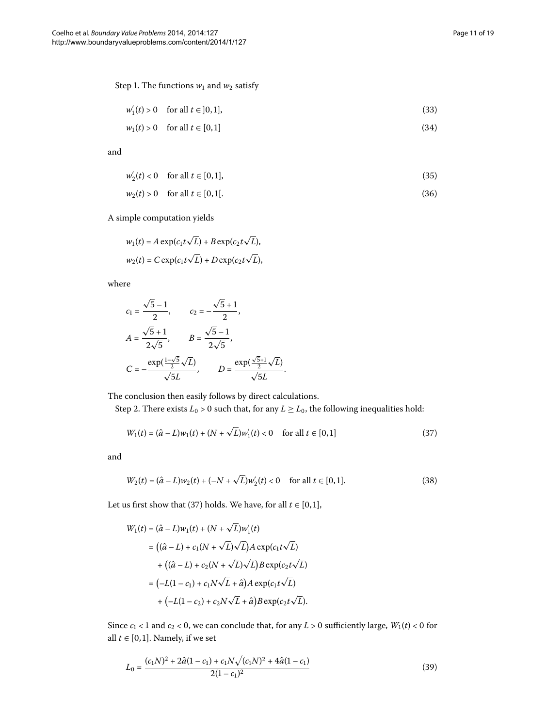Step 1. The functions $w_1$ and $w_2$ satisfy

$$w_1'(t) > 0 \quad \text{for all } t \in ]0,1], \tag{33}$$

$$w_1(t) > 0 \quad \text{for all } t \in [0,1] \tag{34}$$

and

$$w_2'(t) < 0 \quad \text{for all } t \in [0,1], \tag{35}$$

$$w_2(t) > 0 \quad \text{for all } t \in [0,1[. \tag{36}$$

A simple computation yields

$$w_1(t) = A\exp(c_1 t\sqrt{L}) + B\exp(c_2 t\sqrt{L}),$$
$$w_2(t) = C\exp(c_1 t\sqrt{L}) + D\exp(c_2 t\sqrt{L}),$$

where

$$c_1 = \frac{\sqrt{5}-1}{2}, \qquad c_2 = -\frac{\sqrt{5}+1}{2},$$
$$A = \frac{\sqrt{5}+1}{2\sqrt{5}}, \qquad B = \frac{\sqrt{5}-1}{2\sqrt{5}},$$
$$C = -\frac{\exp(\frac{1-\sqrt{5}}{2}\sqrt{L})}{\sqrt{5L}}, \qquad D = \frac{\exp(\frac{\sqrt{5}+1}{2}\sqrt{L})}{\sqrt{5L}}.$$

The conclusion then easily follows by direct calculations.

Step 2. There exists $L_0 > 0$ such that, for any $L \geq L_0$, the following inequalities hold:

$$W_1(t) = (\hat{a} - L)w_1(t) + (N + \sqrt{L})w_1'(t) < 0 \quad \text{for all } t \in [0,1] \tag{37}$$

and

$$W_2(t) = (\hat{a} - L)w_2(t) + (-N + \sqrt{L})w_2'(t) < 0 \quad \text{for all } t \in [0,1]. \tag{38}$$

Let us first show that (37) holds. We have, for all $t \in [0,1]$,

$$\begin{aligned}
W_1(t) &= (\hat{a} - L)w_1(t) + (N + \sqrt{L})w_1'(t) \\
&= \big((\hat{a} - L) + c_1(N + \sqrt{L})\sqrt{L}\big)A\exp(c_1 t\sqrt{L}) \\
&\quad + \big((\hat{a} - L) + c_2(N + \sqrt{L})\sqrt{L}\big)B\exp(c_2 t\sqrt{L}) \\
&= \big(-L(1 - c_1) + c_1 N\sqrt{L} + \hat{a}\big)A\exp(c_1 t\sqrt{L}) \\
&\quad + \big(-L(1 - c_2) + c_2 N\sqrt{L} + \hat{a}\big)B\exp(c_2 t\sqrt{L}).
\end{aligned}$$

Since $c_1 < 1$ and $c_2 < 0$, we can conclude that, for any $L > 0$ sufficiently large, $W_1(t) < 0$ for all $t \in [0,1]$. Namely, if we set

$$L_0 = \frac{(c_1 N)^2 + 2\hat{a}(1 - c_1) + c_1 N\sqrt{(c_1 N)^2 + 4\hat{a}(1 - c_1)}}{2(1 - c_1)^2} \tag{39}$$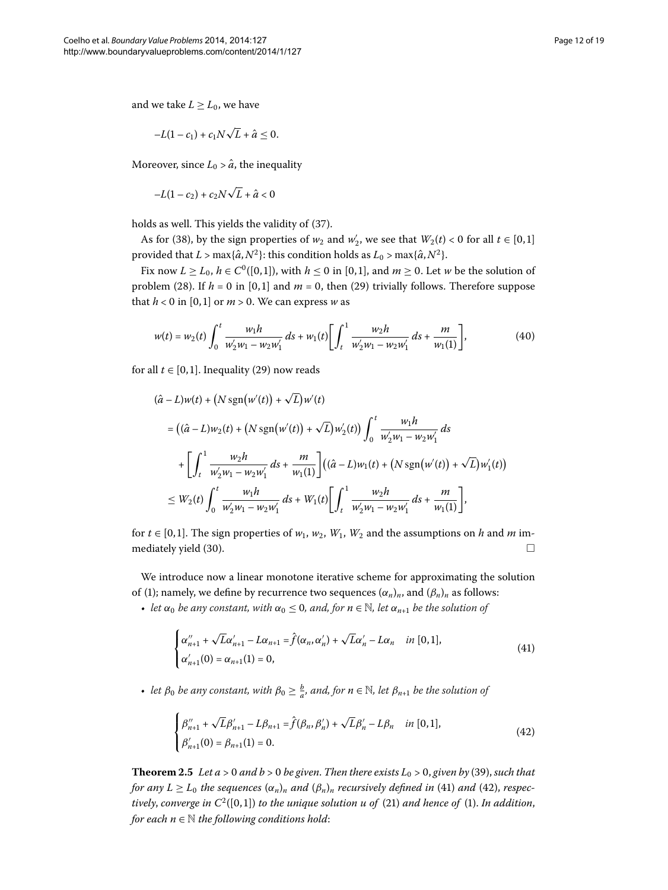and we take $L \geq L_0$, we have

$$-L(1-c_1) + c_1 N\sqrt{L} + \hat{a} \leq 0.$$

Moreover, since $L_0 > \hat{a}$, the inequality

$$-L(1-c_2) + c_2 N\sqrt{L} + \hat{a} < 0$$

holds as well. This yields the validity of (37).

As for (38), by the sign properties of $w_2$ and $w_2'$, we see that $W_2(t) < 0$ for all $t \in [0,1]$ provided that $L > \max\{\hat{a}, N^2\}$: this condition holds as $L_0 > \max\{\hat{a}, N^2\}$.

Fix now $L \geq L_0$, $h \in C^0([0,1])$, with $h \leq 0$ in $[0,1]$, and $m \geq 0$. Let $w$ be the solution of problem (28). If $h = 0$ in $[0,1]$ and $m = 0$, then (29) trivially follows. Therefore suppose that $h < 0$ in $[0,1]$ or $m > 0$. We can express $w$ as

$$w(t) = w_2(t)\int_0^t \frac{w_1 h}{w_2' w_1 - w_2 w_1'}\,ds + w_1(t)\left[\int_t^1 \frac{w_2 h}{w_2' w_1 - w_2 w_1'}\,ds + \frac{m}{w_1(1)}\right], \tag{40}$$

for all $t \in [0,1]$. Inequality (29) now reads

$$\begin{aligned}
&(\hat{a} - L)w(t) + \bigl(N\operatorname{sgn}\bigl(w'(t)\bigr) + \sqrt{L}\bigr)w'(t) \\
&\quad = \bigl((\hat{a} - L)w_2(t) + \bigl(N\operatorname{sgn}\bigl(w'(t)\bigr) + \sqrt{L}\bigr)w_2'(t)\bigr)\int_0^t \frac{w_1 h}{w_2' w_1 - w_2 w_1'}\,ds \\
&\qquad + \left[\int_t^1 \frac{w_2 h}{w_2' w_1 - w_2 w_1'}\,ds + \frac{m}{w_1(1)}\right]\bigl((\hat{a} - L)w_1(t) + \bigl(N\operatorname{sgn}\bigl(w'(t)\bigr) + \sqrt{L}\bigr)w_1'(t)\bigr) \\
&\quad \leq W_2(t)\int_0^t \frac{w_1 h}{w_2' w_1 - w_2 w_1'}\,ds + W_1(t)\left[\int_t^1 \frac{w_2 h}{w_2' w_1 - w_2 w_1'}\,ds + \frac{m}{w_1(1)}\right],
\end{aligned}$$

for $t \in [0,1]$. The sign properties of $w_1$, $w_2$, $W_1$, $W_2$ and the assumptions on $h$ and $m$ immediately yield (30). □

We introduce now a linear monotone iterative scheme for approximating the solution of (1); namely, we define by recurrence two sequences $(\alpha_n)_n$, and $(\beta_n)_n$ as follows:

- *let $\alpha_0$ be any constant, with $\alpha_0 \leq 0$, and, for $n \in \mathbb{N}$, let $\alpha_{n+1}$ be the solution of*

$$\begin{cases}
\alpha_{n+1}'' + \sqrt{L}\alpha_{n+1}' - L\alpha_{n+1} = \hat{f}(\alpha_n, \alpha_n') + \sqrt{L}\alpha_n' - L\alpha_n & \text{in } [0,1], \\
\alpha_{n+1}'(0) = \alpha_{n+1}(1) = 0,
\end{cases} \tag{41}$$

- *let $\beta_0$ be any constant, with $\beta_0 \geq \frac{b}{a}$, and, for $n \in \mathbb{N}$, let $\beta_{n+1}$ be the solution of*

$$\begin{cases}
\beta_{n+1}'' + \sqrt{L}\beta_{n+1}' - L\beta_{n+1} = \hat{f}(\beta_n, \beta_n') + \sqrt{L}\beta_n' - L\beta_n & \text{in } [0,1], \\
\beta_{n+1}'(0) = \beta_{n+1}(1) = 0.
\end{cases} \tag{42}$$

**Theorem 2.5** *Let $a > 0$ and $b > 0$ be given. Then there exists $L_0 > 0$, given by (39), such that for any $L \geq L_0$ the sequences $(\alpha_n)_n$ and $(\beta_n)_n$ recursively defined in (41) and (42), respectively, converge in $C^2([0,1])$ to the unique solution $u$ of (21) and hence of (1). In addition, for each $n \in \mathbb{N}$ the following conditions hold*: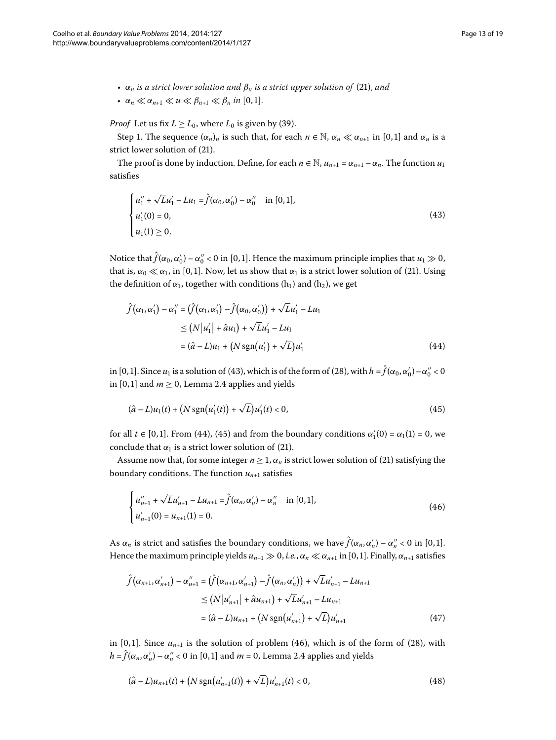- $\alpha_n$ *is a strict lower solution and* $\beta_n$ *is a strict upper solution of* (21), *and*
- $\alpha_n \ll \alpha_{n+1} \ll u \ll \beta_{n+1} \ll \beta_n$ *in* $[0,1]$.

*Proof* Let us fix $L \geq L_0$, where $L_0$ is given by (39).

Step 1. The sequence $(\alpha_n)_n$ is such that, for each $n \in \mathbb{N}$, $\alpha_n \ll \alpha_{n+1}$ in $[0,1]$ and $\alpha_n$ is a strict lower solution of (21).

The proof is done by induction. Define, for each $n \in \mathbb{N}$, $u_{n+1} = \alpha_{n+1} - \alpha_n$. The function $u_1$ satisfies

$$\begin{cases} u_1'' + \sqrt{L}u_1' - Lu_1 = \hat{f}(\alpha_0, \alpha_0') - \alpha_0'' & \text{in } [0,1], \\ u_1'(0) = 0, \\ u_1(1) \geq 0. \end{cases} \tag{43}$$

Notice that $\hat{f}(\alpha_0, \alpha_0') - \alpha_0'' < 0$ in $[0,1]$. Hence the maximum principle implies that $u_1 \gg 0$, that is, $\alpha_0 \ll \alpha_1$, in $[0,1]$. Now, let us show that $\alpha_1$ is a strict lower solution of (21). Using the definition of $\alpha_1$, together with conditions ($\text{h}_1$) and ($\text{h}_2$), we get

$$\begin{aligned} \hat{f}(\alpha_1, \alpha_1') - \alpha_1'' &= \left(\hat{f}(\alpha_1, \alpha_1') - \hat{f}(\alpha_0, \alpha_0')\right) + \sqrt{L}u_1' - Lu_1 \\ &\leq \left(N|u_1'| + \hat{a}u_1\right) + \sqrt{L}u_1' - Lu_1 \\ &= (\hat{a} - L)u_1 + \left(N \operatorname{sgn}(u_1') + \sqrt{L}\right)u_1' \end{aligned} \tag{44}$$

in $[0,1]$. Since $u_1$ is a solution of (43), which is of the form of (28), with $h = \hat{f}(\alpha_0, \alpha_0') - \alpha_0'' < 0$ in $[0,1]$ and $m \geq 0$, Lemma 2.4 applies and yields

$$(\hat{a} - L)u_1(t) + \left(N \operatorname{sgn}(u_1'(t)) + \sqrt{L}\right)u_1'(t) < 0, \tag{45}$$

for all $t \in [0,1]$. From (44), (45) and from the boundary conditions $\alpha_1'(0) = \alpha_1(1) = 0$, we conclude that $\alpha_1$ is a strict lower solution of (21).

Assume now that, for some integer $n \geq 1$, $\alpha_n$ is strict lower solution of (21) satisfying the boundary conditions. The function $u_{n+1}$ satisfies

$$\begin{cases} u_{n+1}'' + \sqrt{L}u_{n+1}' - Lu_{n+1} = \hat{f}(\alpha_n, \alpha_n') - \alpha_n'' & \text{in } [0,1], \\ u_{n+1}'(0) = u_{n+1}(1) = 0. \end{cases} \tag{46}$$

As $\alpha_n$ is strict and satisfies the boundary conditions, we have $\hat{f}(\alpha_n, \alpha_n') - \alpha_n'' < 0$ in $[0,1]$. Hence the maximum principle yields $u_{n+1} \gg 0$, *i.e.*, $\alpha_n \ll \alpha_{n+1}$ in $[0,1]$. Finally, $\alpha_{n+1}$ satisfies

$$\begin{aligned} \hat{f}(\alpha_{n+1}, \alpha_{n+1}') - \alpha_{n+1}'' &= \left(\hat{f}(\alpha_{n+1}, \alpha_{n+1}') - \hat{f}(\alpha_n, \alpha_n')\right) + \sqrt{L}u_{n+1}' - Lu_{n+1} \\ &\leq \left(N|u_{n+1}'| + \hat{a}u_{n+1}\right) + \sqrt{L}u_{n+1}' - Lu_{n+1} \\ &= (\hat{a} - L)u_{n+1} + \left(N \operatorname{sgn}(u_{n+1}') + \sqrt{L}\right)u_{n+1}' \end{aligned} \tag{47}$$

in $[0,1]$. Since $u_{n+1}$ is the solution of problem (46), which is of the form of (28), with $h = \hat{f}(\alpha_n, \alpha_n') - \alpha_n'' < 0$ in $[0,1]$ and $m = 0$, Lemma 2.4 applies and yields

$$(\hat{a} - L)u_{n+1}(t) + \left(N \operatorname{sgn}(u_{n+1}'(t)) + \sqrt{L}\right)u_{n+1}'(t) < 0, \tag{48}$$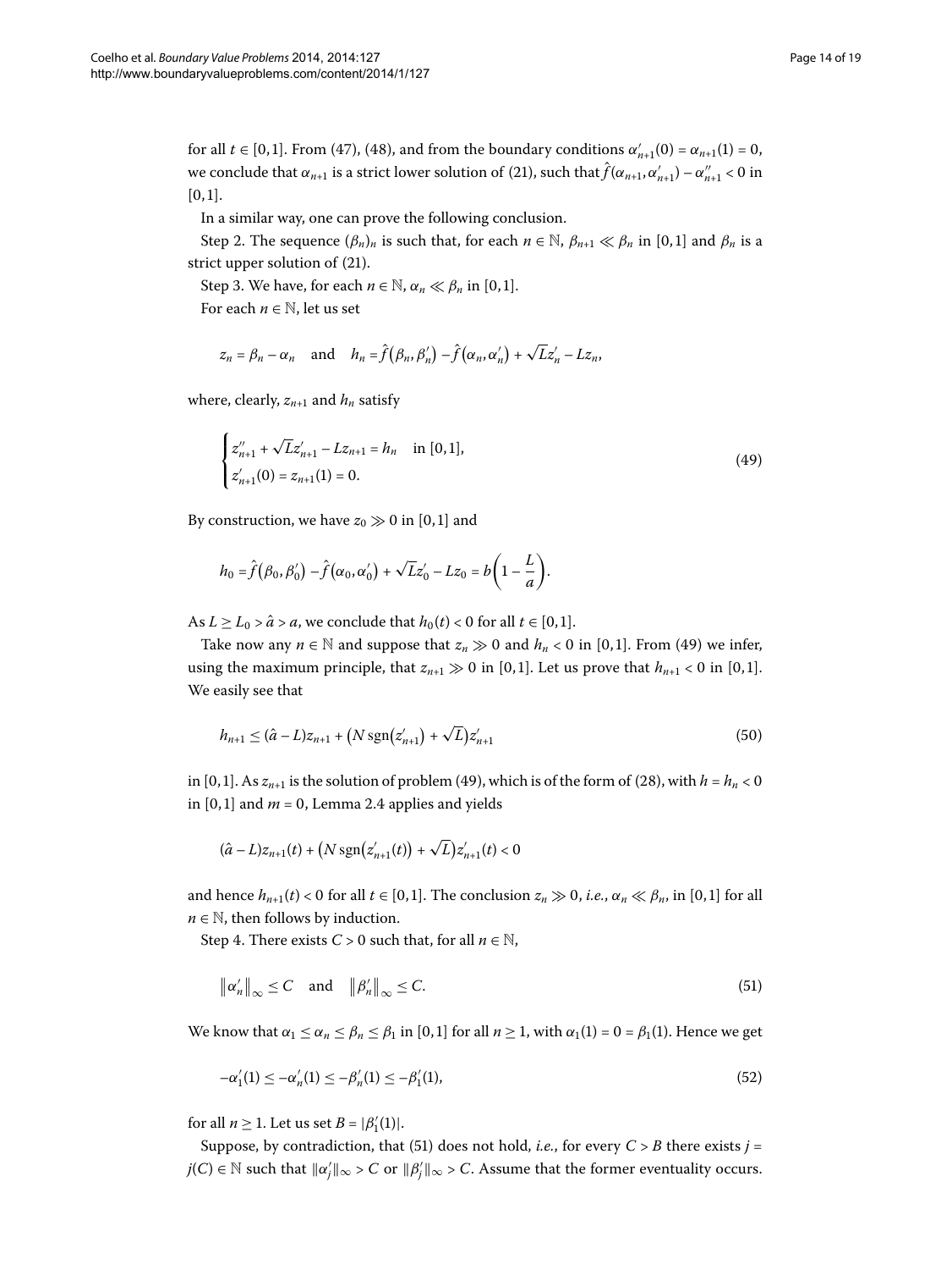for all $t \in [0,1]$. From (47), (48), and from the boundary conditions $\alpha'_{n+1}(0) = \alpha_{n+1}(1) = 0$, we conclude that $\alpha_{n+1}$ is a strict lower solution of (21), such that $\hat{f}(\alpha_{n+1}, \alpha'_{n+1}) - \alpha''_{n+1} < 0$ in $[0,1]$.

In a similar way, one can prove the following conclusion.

Step 2. The sequence $(\beta_n)_n$ is such that, for each $n \in \mathbb{N}$, $\beta_{n+1} \ll \beta_n$ in $[0,1]$ and $\beta_n$ is a strict upper solution of (21).

Step 3. We have, for each $n \in \mathbb{N}$, $\alpha_n \ll \beta_n$ in $[0,1]$.

For each $n \in \mathbb{N}$, let us set

$$z_n = \beta_n - \alpha_n \quad \text{and} \quad h_n = \hat{f}(\beta_n, \beta'_n) - \hat{f}(\alpha_n, \alpha'_n) + \sqrt{L} z'_n - L z_n,$$

where, clearly, $z_{n+1}$ and $h_n$ satisfy

$$\begin{cases} z''_{n+1} + \sqrt{L} z'_{n+1} - L z_{n+1} = h_n & \text{in } [0,1], \\ z'_{n+1}(0) = z_{n+1}(1) = 0. \end{cases} \tag{49}$$

By construction, we have $z_0 \gg 0$ in $[0,1]$ and

$$h_0 = \hat{f}(\beta_0, \beta'_0) - \hat{f}(\alpha_0, \alpha'_0) + \sqrt{L} z'_0 - L z_0 = b\left(1 - \frac{L}{a}\right).$$

As $L \geq L_0 > \hat{a} > a$, we conclude that $h_0(t) < 0$ for all $t \in [0,1]$.

Take now any $n \in \mathbb{N}$ and suppose that $z_n \gg 0$ and $h_n < 0$ in $[0,1]$. From (49) we infer, using the maximum principle, that $z_{n+1} \gg 0$ in $[0,1]$. Let us prove that $h_{n+1} < 0$ in $[0,1]$. We easily see that

$$h_{n+1} \leq (\hat{a} - L) z_{n+1} + \left(N \operatorname{sgn}(z'_{n+1}) + \sqrt{L}\right) z'_{n+1} \tag{50}$$

in $[0,1]$. As $z_{n+1}$ is the solution of problem (49), which is of the form of (28), with $h = h_n < 0$ in $[0,1]$ and $m = 0$, Lemma 2.4 applies and yields

$$(\hat{a} - L) z_{n+1}(t) + \left(N \operatorname{sgn}(z'_{n+1}(t)) + \sqrt{L}\right) z'_{n+1}(t) < 0$$

and hence $h_{n+1}(t) < 0$ for all $t \in [0,1]$. The conclusion $z_n \gg 0$, *i.e.*, $\alpha_n \ll \beta_n$, in $[0,1]$ for all $n \in \mathbb{N}$, then follows by induction.

Step 4. There exists $C > 0$ such that, for all $n \in \mathbb{N}$,

$$\|\alpha'_n\|_\infty \leq C \quad \text{and} \quad \|\beta'_n\|_\infty \leq C. \tag{51}$$

We know that $\alpha_1 \leq \alpha_n \leq \beta_n \leq \beta_1$ in $[0,1]$ for all $n \geq 1$, with $\alpha_1(1) = 0 = \beta_1(1)$. Hence we get

$$-\alpha'_1(1) \leq -\alpha'_n(1) \leq -\beta'_n(1) \leq -\beta'_1(1), \tag{52}$$

for all $n \geq 1$. Let us set $B = |\beta'_1(1)|$.

Suppose, by contradiction, that (51) does not hold, *i.e.*, for every $C > B$ there exists $j = j(C) \in \mathbb{N}$ such that $\|\alpha'_j\|_\infty > C$ or $\|\beta'_j\|_\infty > C$. Assume that the former eventuality occurs.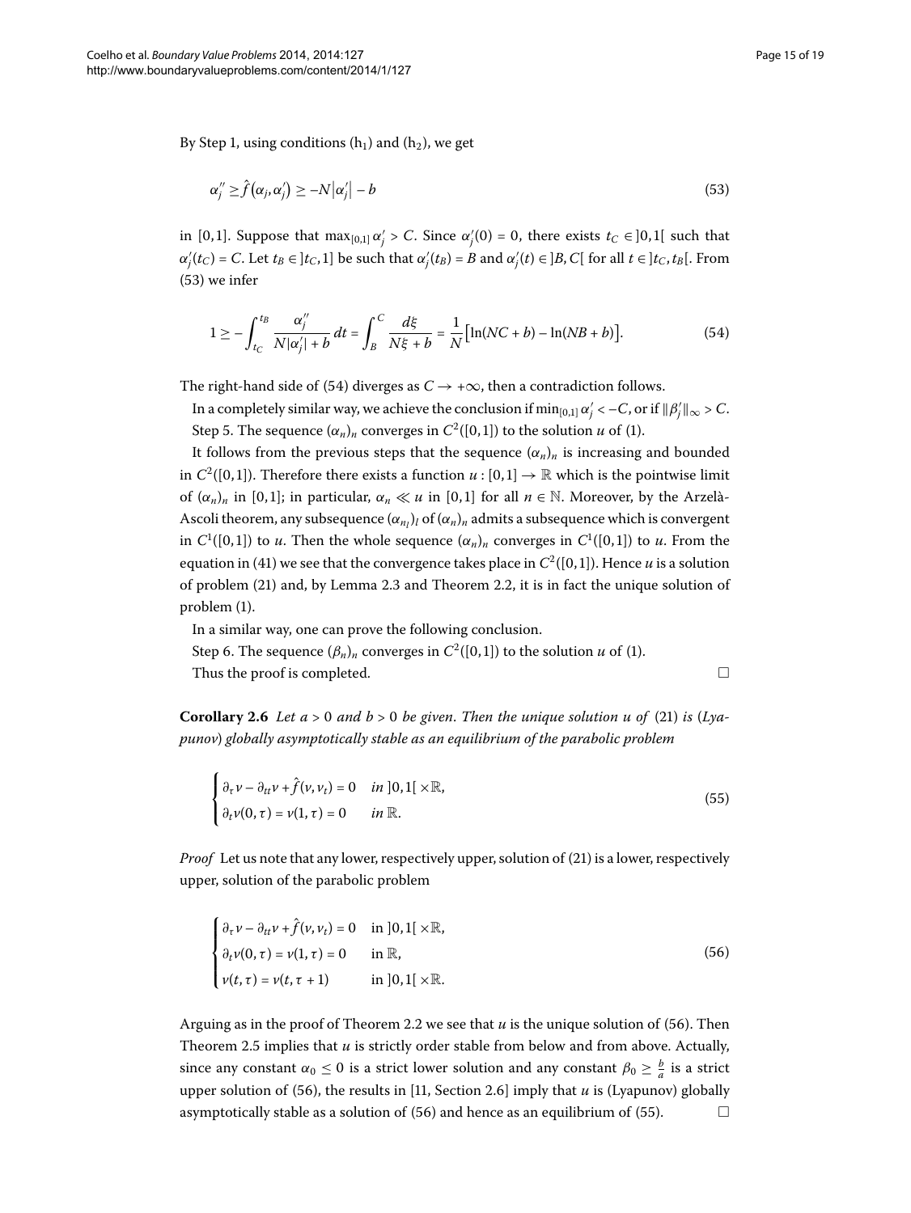By Step 1, using conditions ($h_1$) and ($h_2$), we get

$$\alpha_j'' \geq \hat{f}(\alpha_j, \alpha_j') \geq -N|\alpha_j'| - b \tag{53}$$

in $[0,1]$. Suppose that $\max_{[0,1]} \alpha_j' > C$. Since $\alpha_j'(0) = 0$, there exists $t_C \in ]0,1[$ such that $\alpha_j'(t_C) = C$. Let $t_B \in ]t_C, 1]$ be such that $\alpha_j'(t_B) = B$ and $\alpha_j'(t) \in ]B, C[$ for all $t \in ]t_C, t_B[$. From (53) we infer

$$1 \geq -\int_{t_C}^{t_B} \frac{\alpha_j''}{N|\alpha_j'| + b}\, dt = \int_B^C \frac{d\xi}{N\xi + b} = \frac{1}{N}\big[\ln(NC + b) - \ln(NB + b)\big]. \tag{54}$$

The right-hand side of (54) diverges as $C \to +\infty$, then a contradiction follows.

In a completely similar way, we achieve the conclusion if $\min_{[0,1]} \alpha_j' < -C$, or if $\|\beta_j'\|_\infty > C$.

Step 5. The sequence $(\alpha_n)_n$ converges in $C^2([0,1])$ to the solution $u$ of (1).

It follows from the previous steps that the sequence $(\alpha_n)_n$ is increasing and bounded in $C^2([0,1])$. Therefore there exists a function $u : [0,1] \to \mathbb{R}$ which is the pointwise limit of $(\alpha_n)_n$ in $[0,1]$; in particular, $\alpha_n \ll u$ in $[0,1]$ for all $n \in \mathbb{N}$. Moreover, by the Arzelà-Ascoli theorem, any subsequence $(\alpha_{n_l})_l$ of $(\alpha_n)_n$ admits a subsequence which is convergent in $C^1([0,1])$ to $u$. Then the whole sequence $(\alpha_n)_n$ converges in $C^1([0,1])$ to $u$. From the equation in (41) we see that the convergence takes place in $C^2([0,1])$. Hence $u$ is a solution of problem (21) and, by Lemma 2.3 and Theorem 2.2, it is in fact the unique solution of problem (1).

In a similar way, one can prove the following conclusion.

Step 6. The sequence $(\beta_n)_n$ converges in $C^2([0,1])$ to the solution $u$ of (1).

Thus the proof is completed. □

**Corollary 2.6** *Let $a > 0$ and $b > 0$ be given. Then the unique solution $u$ of (21) is (Lyapunov) globally asymptotically stable as an equilibrium of the parabolic problem*

$$\begin{cases} \partial_\tau v - \partial_{tt} v + \hat{f}(v, v_t) = 0 & \text{in } ]0,1[\, \times \mathbb{R}, \\ \partial_t v(0,\tau) = v(1,\tau) = 0 & \text{in } \mathbb{R}. \end{cases} \tag{55}$$

*Proof* Let us note that any lower, respectively upper, solution of (21) is a lower, respectively upper, solution of the parabolic problem

$$\begin{cases} \partial_\tau v - \partial_{tt} v + \hat{f}(v, v_t) = 0 & \text{in } ]0,1[\, \times \mathbb{R}, \\ \partial_t v(0,\tau) = v(1,\tau) = 0 & \text{in } \mathbb{R}, \\ v(t,\tau) = v(t, \tau + 1) & \text{in } ]0,1[\, \times \mathbb{R}. \end{cases} \tag{56}$$

Arguing as in the proof of Theorem 2.2 we see that $u$ is the unique solution of (56). Then Theorem 2.5 implies that $u$ is strictly order stable from below and from above. Actually, since any constant $\alpha_0 \leq 0$ is a strict lower solution and any constant $\beta_0 \geq \frac{b}{a}$ is a strict upper solution of (56), the results in [11, Section 2.6] imply that $u$ is (Lyapunov) globally asymptotically stable as a solution of (56) and hence as an equilibrium of (55). □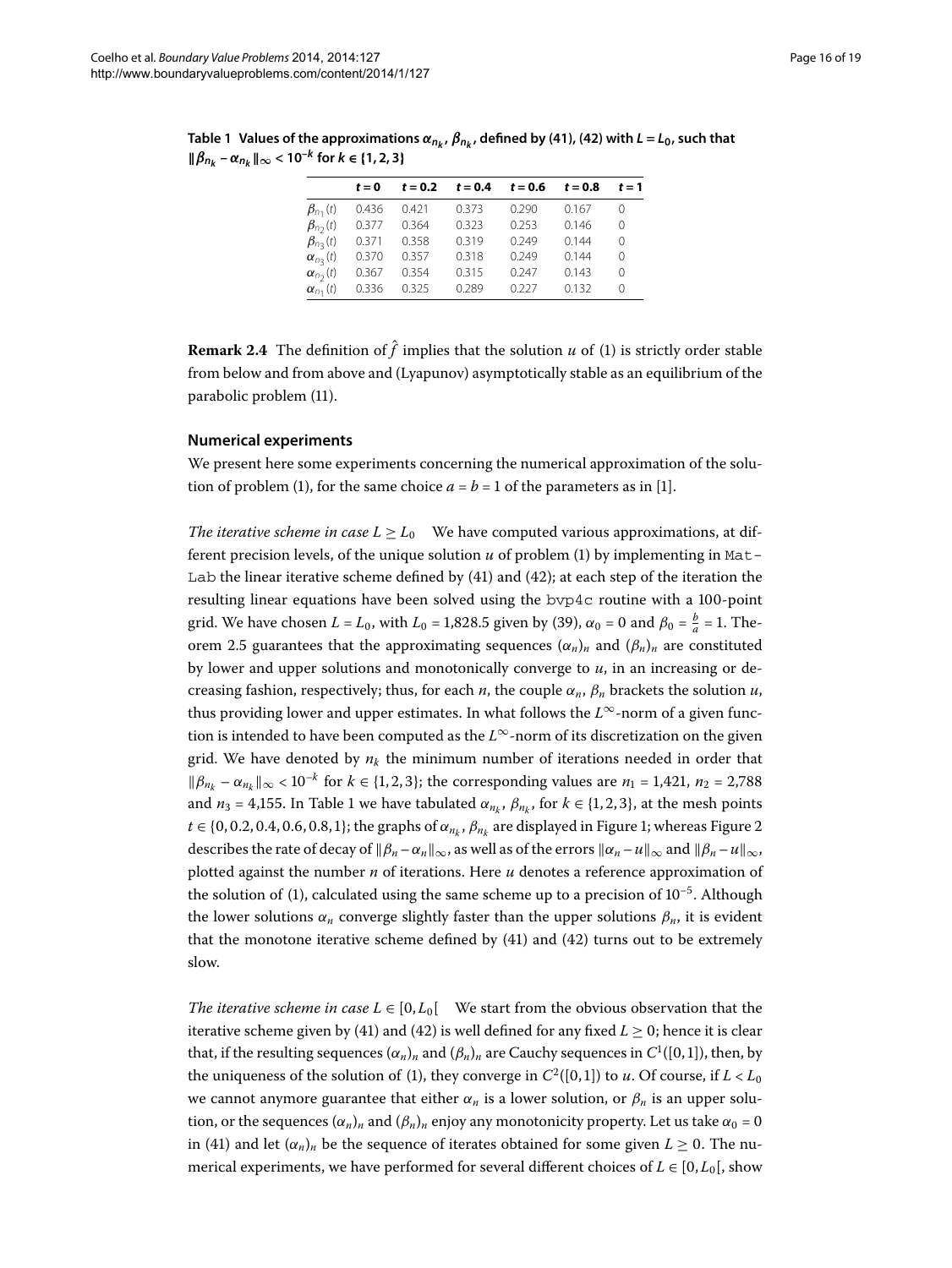**Table 1 Values of the approximations $\alpha_{n_k}$, $\beta_{n_k}$, defined by (41), (42) with $L = L_0$, such that $\|\beta_{n_k} - \alpha_{n_k}\|_\infty < 10^{-k}$ for $k \in \{1, 2, 3\}$**

| | $t = 0$ | $t = 0.2$ | $t = 0.4$ | $t = 0.6$ | $t = 0.8$ | $t = 1$ |
|---|---|---|---|---|---|---|
| $\beta_{n_1}(t)$ | 0.436 | 0.421 | 0.373 | 0.290 | 0.167 | 0 |
| $\beta_{n_2}(t)$ | 0.377 | 0.364 | 0.323 | 0.253 | 0.146 | 0 |
| $\beta_{n_3}(t)$ | 0.371 | 0.358 | 0.319 | 0.249 | 0.144 | 0 |
| $\alpha_{n_3}(t)$ | 0.370 | 0.357 | 0.318 | 0.249 | 0.144 | 0 |
| $\alpha_{n_2}(t)$ | 0.367 | 0.354 | 0.315 | 0.247 | 0.143 | 0 |
| $\alpha_{n_1}(t)$ | 0.336 | 0.325 | 0.289 | 0.227 | 0.132 | 0 |

**Remark 2.4** The definition of $\hat{f}$ implies that the solution $u$ of (1) is strictly order stable from below and from above and (Lyapunov) asymptotically stable as an equilibrium of the parabolic problem (11).

### Numerical experiments

We present here some experiments concerning the numerical approximation of the solution of problem (1), for the same choice $a = b = 1$ of the parameters as in [1].

*The iterative scheme in case $L \geq L_0$* We have computed various approximations, at different precision levels, of the unique solution $u$ of problem (1) by implementing in `MatLab` the linear iterative scheme defined by (41) and (42); at each step of the iteration the resulting linear equations have been solved using the `bvp4c` routine with a 100-point grid. We have chosen $L = L_0$, with $L_0 = 1{,}828.5$ given by (39), $\alpha_0 = 0$ and $\beta_0 = \frac{b}{a} = 1$. Theorem 2.5 guarantees that the approximating sequences $(\alpha_n)_n$ and $(\beta_n)_n$ are constituted by lower and upper solutions and monotonically converge to $u$, in an increasing or decreasing fashion, respectively; thus, for each $n$, the couple $\alpha_n$, $\beta_n$ brackets the solution $u$, thus providing lower and upper estimates. In what follows the $L^\infty$-norm of a given function is intended to have been computed as the $L^\infty$-norm of its discretization on the given grid. We have denoted by $n_k$ the minimum number of iterations needed in order that $\|\beta_{n_k} - \alpha_{n_k}\|_\infty < 10^{-k}$ for $k \in \{1, 2, 3\}$; the corresponding values are $n_1 = 1{,}421$, $n_2 = 2{,}788$ and $n_3 = 4{,}155$. In Table 1 we have tabulated $\alpha_{n_k}$, $\beta_{n_k}$, for $k \in \{1, 2, 3\}$, at the mesh points $t \in \{0, 0.2, 0.4, 0.6, 0.8, 1\}$; the graphs of $\alpha_{n_k}$, $\beta_{n_k}$ are displayed in Figure 1; whereas Figure 2 describes the rate of decay of $\|\beta_n - \alpha_n\|_\infty$, as well as of the errors $\|\alpha_n - u\|_\infty$ and $\|\beta_n - u\|_\infty$, plotted against the number $n$ of iterations. Here $u$ denotes a reference approximation of the solution of (1), calculated using the same scheme up to a precision of $10^{-5}$. Although the lower solutions $\alpha_n$ converge slightly faster than the upper solutions $\beta_n$, it is evident that the monotone iterative scheme defined by (41) and (42) turns out to be extremely slow.

*The iterative scheme in case $L \in [0, L_0[$* We start from the obvious observation that the iterative scheme given by (41) and (42) is well defined for any fixed $L \geq 0$; hence it is clear that, if the resulting sequences $(\alpha_n)_n$ and $(\beta_n)_n$ are Cauchy sequences in $C^1([0, 1])$, then, by the uniqueness of the solution of (1), they converge in $C^2([0, 1])$ to $u$. Of course, if $L < L_0$ we cannot anymore guarantee that either $\alpha_n$ is a lower solution, or $\beta_n$ is an upper solution, or the sequences $(\alpha_n)_n$ and $(\beta_n)_n$ enjoy any monotonicity property. Let us take $\alpha_0 = 0$ in (41) and let $(\alpha_n)_n$ be the sequence of iterates obtained for some given $L \geq 0$. The numerical experiments, we have performed for several different choices of $L \in [0, L_0[$, show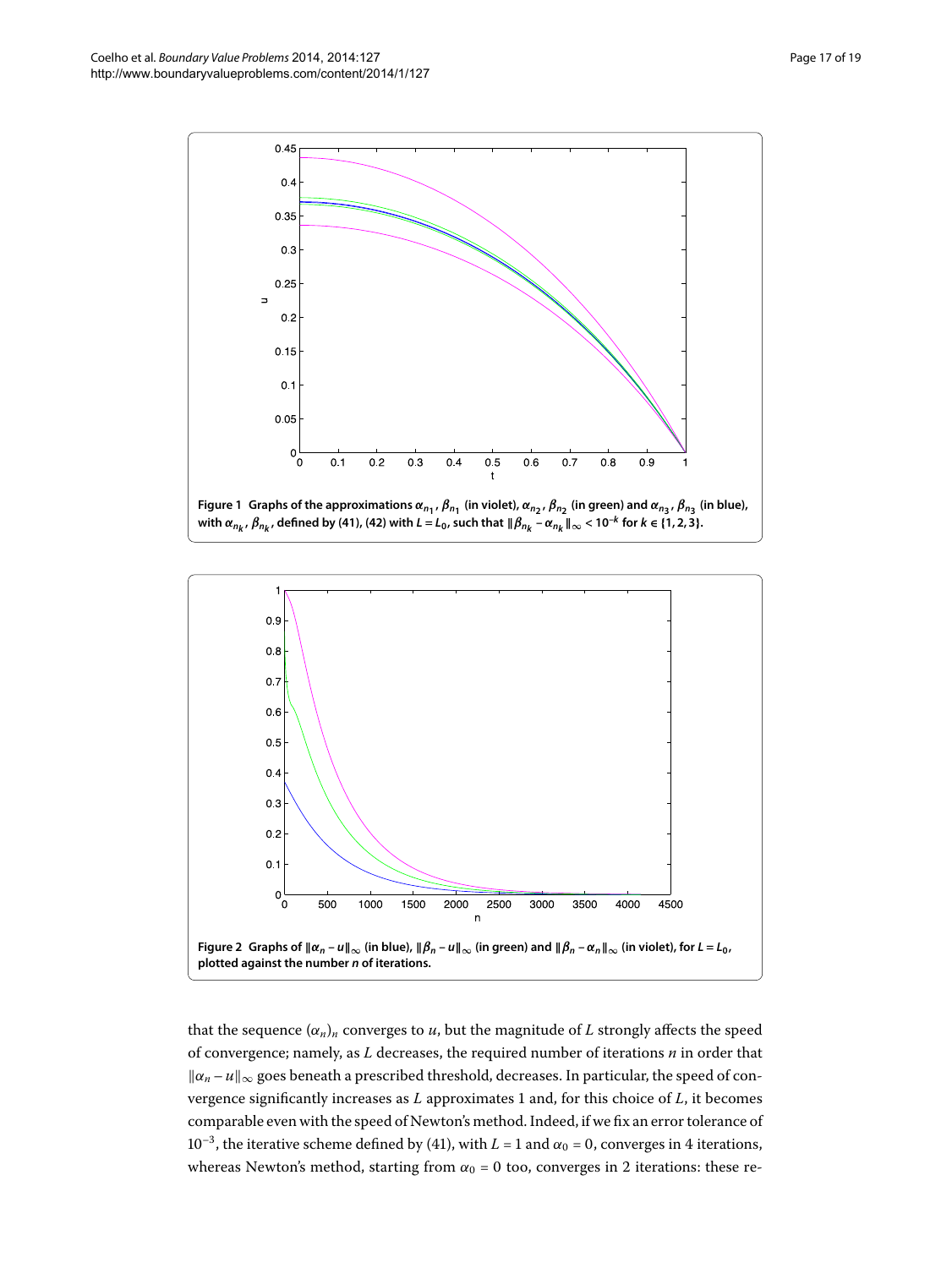**Figure 1 Graphs of the approximations $\alpha_{n_1}$, $\beta_{n_1}$ (in violet), $\alpha_{n_2}$, $\beta_{n_2}$ (in green) and $\alpha_{n_3}$, $\beta_{n_3}$ (in blue), with $\alpha_{n_k}$, $\beta_{n_k}$, defined by (41), (42) with $L = L_0$, such that $\|\beta_{n_k} - \alpha_{n_k}\|_\infty < 10^{-k}$ for $k \in \{1, 2, 3\}$.**

**Figure 2 Graphs of $\|\alpha_n - u\|_\infty$ (in blue), $\|\beta_n - u\|_\infty$ (in green) and $\|\beta_n - \alpha_n\|_\infty$ (in violet), for $L = L_0$, plotted against the number $n$ of iterations.**

that the sequence $(\alpha_n)_n$ converges to $u$, but the magnitude of $L$ strongly affects the speed of convergence; namely, as $L$ decreases, the required number of iterations $n$ in order that $\|\alpha_n - u\|_\infty$ goes beneath a prescribed threshold, decreases. In particular, the speed of convergence significantly increases as $L$ approximates 1 and, for this choice of $L$, it becomes comparable even with the speed of Newton's method. Indeed, if we fix an error tolerance of $10^{-3}$, the iterative scheme defined by (41), with $L = 1$ and $\alpha_0 = 0$, converges in 4 iterations, whereas Newton's method, starting from $\alpha_0 = 0$ too, converges in 2 iterations: these re-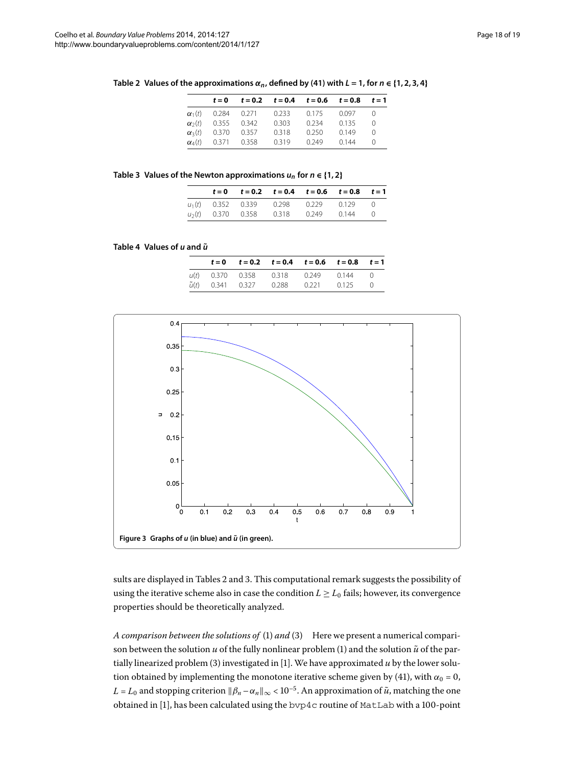**Table 2 Values of the approximations $\alpha_n$, defined by (41) with $L = 1$, for $n \in \{1, 2, 3, 4\}$**

| | $t = 0$ | $t = 0.2$ | $t = 0.4$ | $t = 0.6$ | $t = 0.8$ | $t = 1$ |
|---|---|---|---|---|---|---|
| $\alpha_1(t)$ | 0.284 | 0.271 | 0.233 | 0.175 | 0.097 | 0 |
| $\alpha_2(t)$ | 0.355 | 0.342 | 0.303 | 0.234 | 0.135 | 0 |
| $\alpha_3(t)$ | 0.370 | 0.357 | 0.318 | 0.250 | 0.149 | 0 |
| $\alpha_4(t)$ | 0.371 | 0.358 | 0.319 | 0.249 | 0.144 | 0 |

**Table 3 Values of the Newton approximations $u_n$ for $n \in \{1, 2\}$**

| | $t = 0$ | $t = 0.2$ | $t = 0.4$ | $t = 0.6$ | $t = 0.8$ | $t = 1$ |
|---|---|---|---|---|---|---|
| $u_1(t)$ | 0.352 | 0.339 | 0.298 | 0.229 | 0.129 | 0 |
| $u_2(t)$ | 0.370 | 0.358 | 0.318 | 0.249 | 0.144 | 0 |

**Table 4 Values of $u$ and $\tilde{u}$**

| | $t = 0$ | $t = 0.2$ | $t = 0.4$ | $t = 0.6$ | $t = 0.8$ | $t = 1$ |
|---|---|---|---|---|---|---|
| $u(t)$ | 0.370 | 0.358 | 0.318 | 0.249 | 0.144 | 0 |
| $\tilde{u}(t)$ | 0.341 | 0.327 | 0.288 | 0.221 | 0.125 | 0 |

**Figure 3 Graphs of $u$ (in blue) and $\tilde{u}$ (in green).**

sults are displayed in Tables 2 and 3. This computational remark suggests the possibility of using the iterative scheme also in case the condition $L \geq L_0$ fails; however, its convergence properties should be theoretically analyzed.

*A comparison between the solutions of* (1) *and* (3) Here we present a numerical comparison between the solution $u$ of the fully nonlinear problem (1) and the solution $\tilde{u}$ of the partially linearized problem (3) investigated in [1]. We have approximated $u$ by the lower solution obtained by implementing the monotone iterative scheme given by (41), with $\alpha_0 = 0$, $L = L_0$ and stopping criterion $\|\beta_n - \alpha_n\|_\infty < 10^{-5}$. An approximation of $\tilde{u}$, matching the one obtained in [1], has been calculated using the `bvp4c` routine of `MatLab` with a 100-point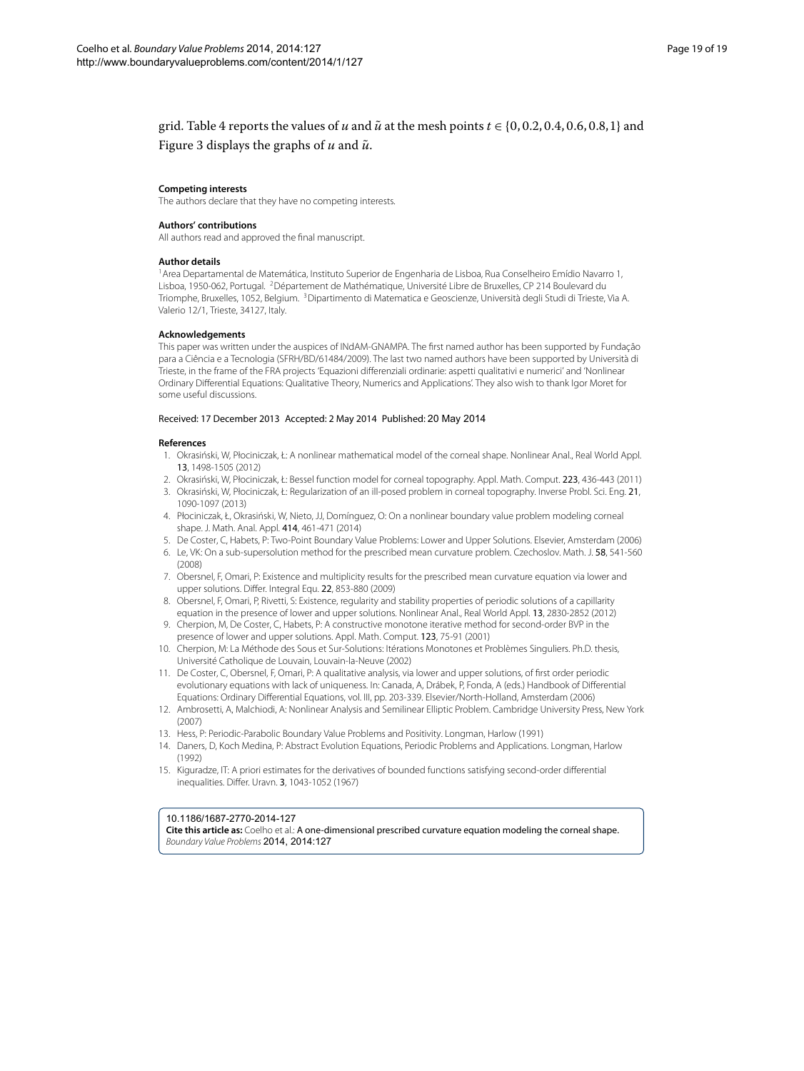grid. Table 4 reports the values of $u$ and $\tilde{u}$ at the mesh points $t \in \{0, 0.2, 0.4, 0.6, 0.8, 1\}$ and Figure 3 displays the graphs of $u$ and $\tilde{u}$.

#### Competing interests

The authors declare that they have no competing interests.

#### Authors' contributions

All authors read and approved the final manuscript.

#### Author details

[1]Area Departamental de Matemática, Instituto Superior de Engenharia de Lisboa, Rua Conselheiro Emídio Navarro 1, Lisboa, 1950-062, Portugal. [2]Département de Mathématique, Université Libre de Bruxelles, CP 214 Boulevard du Triomphe, Bruxelles, 1052, Belgium. [3]Dipartimento di Matematica e Geoscienze, Università degli Studi di Trieste, Via A. Valerio 12/1, Trieste, 34127, Italy.

#### Acknowledgements

This paper was written under the auspices of INdAM-GNAMPA. The first named author has been supported by Fundação para a Ciência e a Tecnologia (SFRH/BD/61484/2009). The last two named authors have been supported by Università di Trieste, in the frame of the FRA projects 'Equazioni differenziali ordinarie: aspetti qualitativi e numerici' and 'Nonlinear Ordinary Differential Equations: Qualitative Theory, Numerics and Applications'. They also wish to thank Igor Moret for some useful discussions.

Received: 17 December 2013 Accepted: 2 May 2014 Published: 20 May 2014

#### References

1. Okrasiński, W, Płociniczak, Ł: A nonlinear mathematical model of the corneal shape. Nonlinear Anal., Real World Appl. **13**, 1498-1505 (2012)
2. Okrasiński, W, Płociniczak, Ł: Bessel function model for corneal topography. Appl. Math. Comput. **223**, 436-443 (2011)
3. Okrasiński, W, Płociniczak, Ł: Regularization of an ill-posed problem in corneal topography. Inverse Probl. Sci. Eng. **21**, 1090-1097 (2013)
4. Płociniczak, Ł, Okrasiński, W, Nieto, JJ, Domínguez, O: On a nonlinear boundary value problem modeling corneal shape. J. Math. Anal. Appl. **414**, 461-471 (2014)
5. De Coster, C, Habets, P: Two-Point Boundary Value Problems: Lower and Upper Solutions. Elsevier, Amsterdam (2006)
6. Le, VK: On a sub-supersolution method for the prescribed mean curvature problem. Czechoslov. Math. J. **58**, 541-560 (2008)
7. Obersnel, F, Omari, P: Existence and multiplicity results for the prescribed mean curvature equation via lower and upper solutions. Differ. Integral Equ. **22**, 853-880 (2009)
8. Obersnel, F, Omari, P, Rivetti, S: Existence, regularity and stability properties of periodic solutions of a capillarity equation in the presence of lower and upper solutions. Nonlinear Anal., Real World Appl. **13**, 2830-2852 (2012)
9. Cherpion, M, De Coster, C, Habets, P: A constructive monotone iterative method for second-order BVP in the presence of lower and upper solutions. Appl. Math. Comput. **123**, 75-91 (2001)
10. Cherpion, M: La Méthode des Sous et Sur-Solutions: Itérations Monotones et Problèmes Singuliers. Ph.D. thesis, Université Catholique de Louvain, Louvain-la-Neuve (2002)
11. De Coster, C, Obersnel, F, Omari, P: A qualitative analysis, via lower and upper solutions, of first order periodic evolutionary equations with lack of uniqueness. In: Canada, A, Drábek, P, Fonda, A (eds.) Handbook of Differential Equations: Ordinary Differential Equations, vol. III, pp. 203-339. Elsevier/North-Holland, Amsterdam (2006)
12. Ambrosetti, A, Malchiodi, A: Nonlinear Analysis and Semilinear Elliptic Problem. Cambridge University Press, New York (2007)
13. Hess, P: Periodic-Parabolic Boundary Value Problems and Positivity. Longman, Harlow (1991)
14. Daners, D, Koch Medina, P: Abstract Evolution Equations, Periodic Problems and Applications. Longman, Harlow (1992)
15. Kiguradze, IT: A priori estimates for the derivatives of bounded functions satisfying second-order differential inequalities. Differ. Uravn. **3**, 1043-1052 (1967)

10.1186/1687-2770-2014-127
**Cite this article as:** Coelho et al.: A one-dimensional prescribed curvature equation modeling the corneal shape. *Boundary Value Problems* 2014, 2014:127